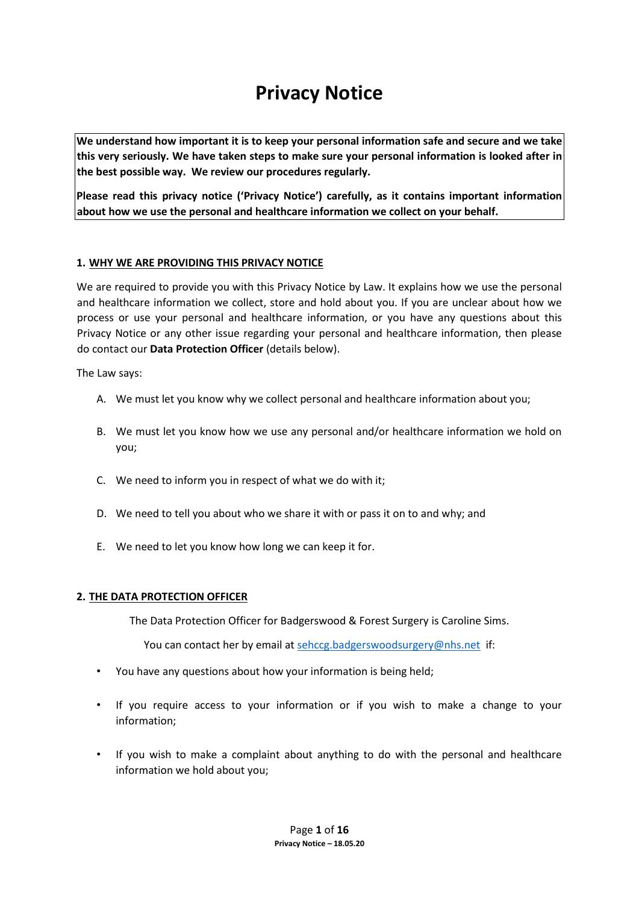# Privacy Notice

**We understand how important it is to keep your personal information safe and secure and we take this very seriously. We have taken steps to make sure your personal information is looked after in the best possible way. We review our procedures regularly.**

**Please read this privacy notice ('Privacy Notice') carefully, as it contains important information about how we use the personal and healthcare information we collect on your behalf.**

## 1. WHY WE ARE PROVIDING THIS PRIVACY NOTICE

We are required to provide you with this Privacy Notice by Law. It explains how we use the personal and healthcare information we collect, store and hold about you. If you are unclear about how we process or use your personal and healthcare information, or you have any questions about this Privacy Notice or any other issue regarding your personal and healthcare information, then please do contact our **Data Protection Officer** (details below).

The Law says:

A. We must let you know why we collect personal and healthcare information about you;

B. We must let you know how we use any personal and/or healthcare information we hold on you;

C. We need to inform you in respect of what we do with it;

D. We need to tell you about who we share it with or pass it on to and why; and

E. We need to let you know how long we can keep it for.

## 2. THE DATA PROTECTION OFFICER

The Data Protection Officer for Badgerswood & Forest Surgery is Caroline Sims.

You can contact her by email at sehccg.badgerswoodsurgery@nhs.net if:

- You have any questions about how your information is being held;
- If you require access to your information or if you wish to make a change to your information;
- If you wish to make a complaint about anything to do with the personal and healthcare information we hold about you;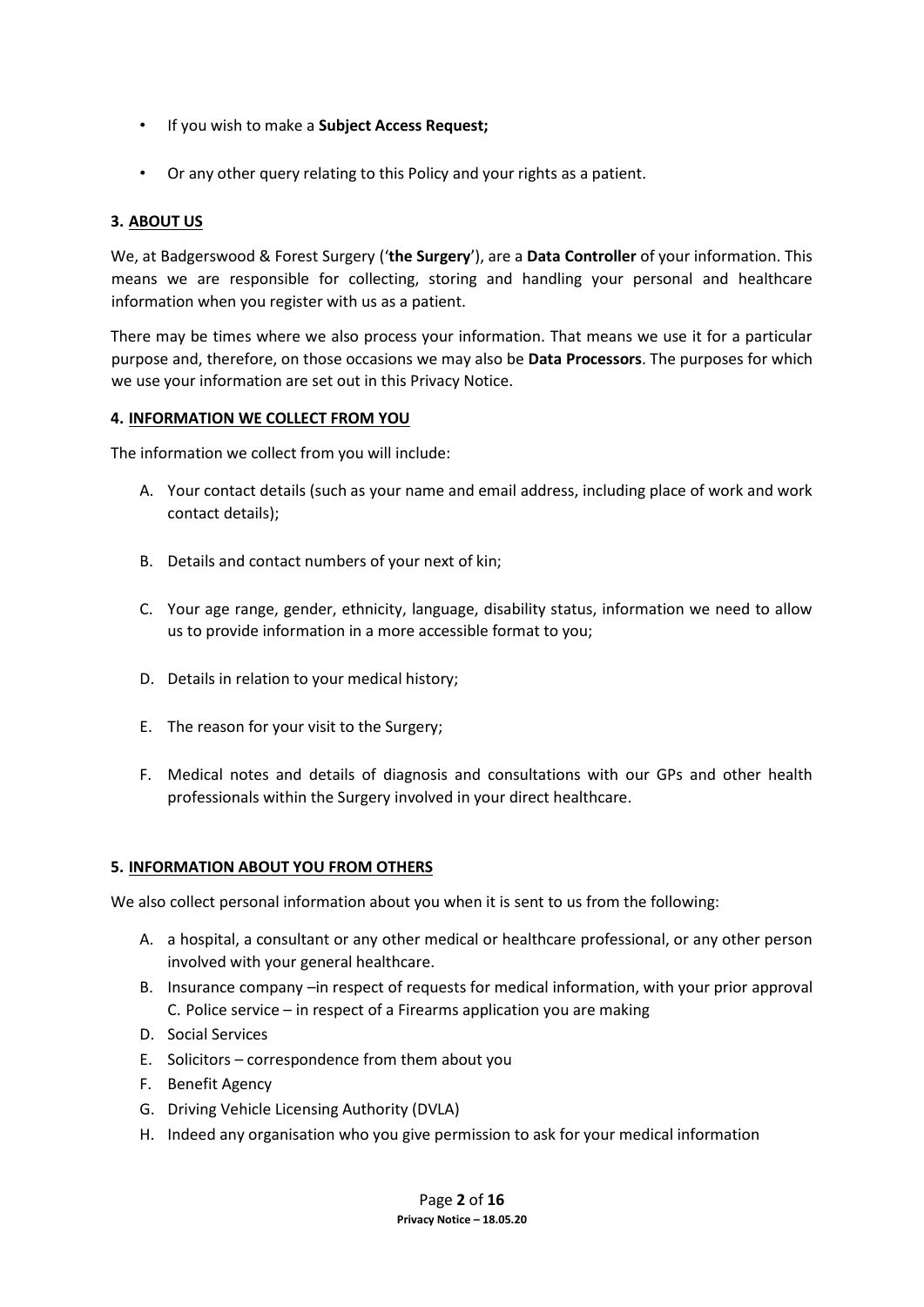- If you wish to make a **Subject Access Request;**
- Or any other query relating to this Policy and your rights as a patient.

### 3. ABOUT US

We, at Badgerswood & Forest Surgery ('**the Surgery**'), are a **Data Controller** of your information. This means we are responsible for collecting, storing and handling your personal and healthcare information when you register with us as a patient.

There may be times where we also process your information. That means we use it for a particular purpose and, therefore, on those occasions we may also be **Data Processors**. The purposes for which we use your information are set out in this Privacy Notice.

### 4. INFORMATION WE COLLECT FROM YOU

The information we collect from you will include:

A. Your contact details (such as your name and email address, including place of work and work contact details);

B. Details and contact numbers of your next of kin;

C. Your age range, gender, ethnicity, language, disability status, information we need to allow us to provide information in a more accessible format to you;

D. Details in relation to your medical history;

E. The reason for your visit to the Surgery;

F. Medical notes and details of diagnosis and consultations with our GPs and other health professionals within the Surgery involved in your direct healthcare.

### 5. INFORMATION ABOUT YOU FROM OTHERS

We also collect personal information about you when it is sent to us from the following:

A. a hospital, a consultant or any other medical or healthcare professional, or any other person involved with your general healthcare.
B. Insurance company –in respect of requests for medical information, with your prior approval
C. Police service – in respect of a Firearms application you are making
D. Social Services
E. Solicitors – correspondence from them about you
F. Benefit Agency
G. Driving Vehicle Licensing Authority (DVLA)
H. Indeed any organisation who you give permission to ask for your medical information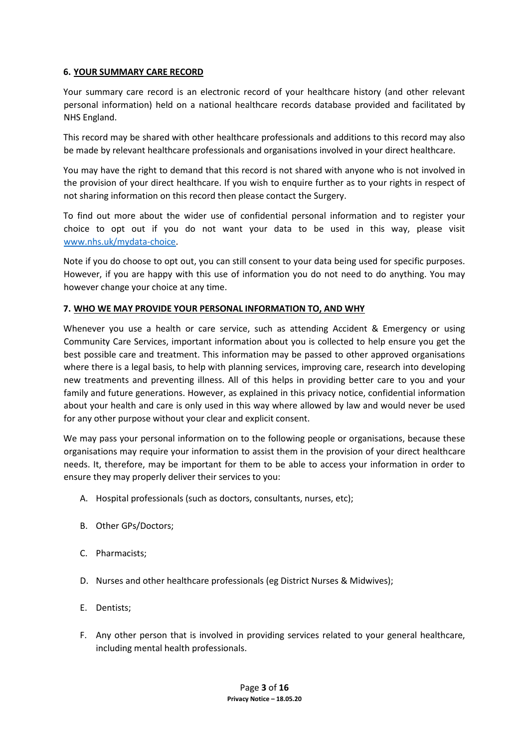## 6. YOUR SUMMARY CARE RECORD

Your summary care record is an electronic record of your healthcare history (and other relevant personal information) held on a national healthcare records database provided and facilitated by NHS England.

This record may be shared with other healthcare professionals and additions to this record may also be made by relevant healthcare professionals and organisations involved in your direct healthcare.

You may have the right to demand that this record is not shared with anyone who is not involved in the provision of your direct healthcare. If you wish to enquire further as to your rights in respect of not sharing information on this record then please contact the Surgery.

To find out more about the wider use of confidential personal information and to register your choice to opt out if you do not want your data to be used in this way, please visit [www.nhs.uk/mydata-choice](www.nhs.uk/mydata-choice).

Note if you do choose to opt out, you can still consent to your data being used for specific purposes. However, if you are happy with this use of information you do not need to do anything. You may however change your choice at any time.

## 7. WHO WE MAY PROVIDE YOUR PERSONAL INFORMATION TO, AND WHY

Whenever you use a health or care service, such as attending Accident & Emergency or using Community Care Services, important information about you is collected to help ensure you get the best possible care and treatment. This information may be passed to other approved organisations where there is a legal basis, to help with planning services, improving care, research into developing new treatments and preventing illness. All of this helps in providing better care to you and your family and future generations. However, as explained in this privacy notice, confidential information about your health and care is only used in this way where allowed by law and would never be used for any other purpose without your clear and explicit consent.

We may pass your personal information on to the following people or organisations, because these organisations may require your information to assist them in the provision of your direct healthcare needs. It, therefore, may be important for them to be able to access your information in order to ensure they may properly deliver their services to you:

A. Hospital professionals (such as doctors, consultants, nurses, etc);

B. Other GPs/Doctors;

C. Pharmacists;

D. Nurses and other healthcare professionals (eg District Nurses & Midwives);

E. Dentists;

F. Any other person that is involved in providing services related to your general healthcare, including mental health professionals.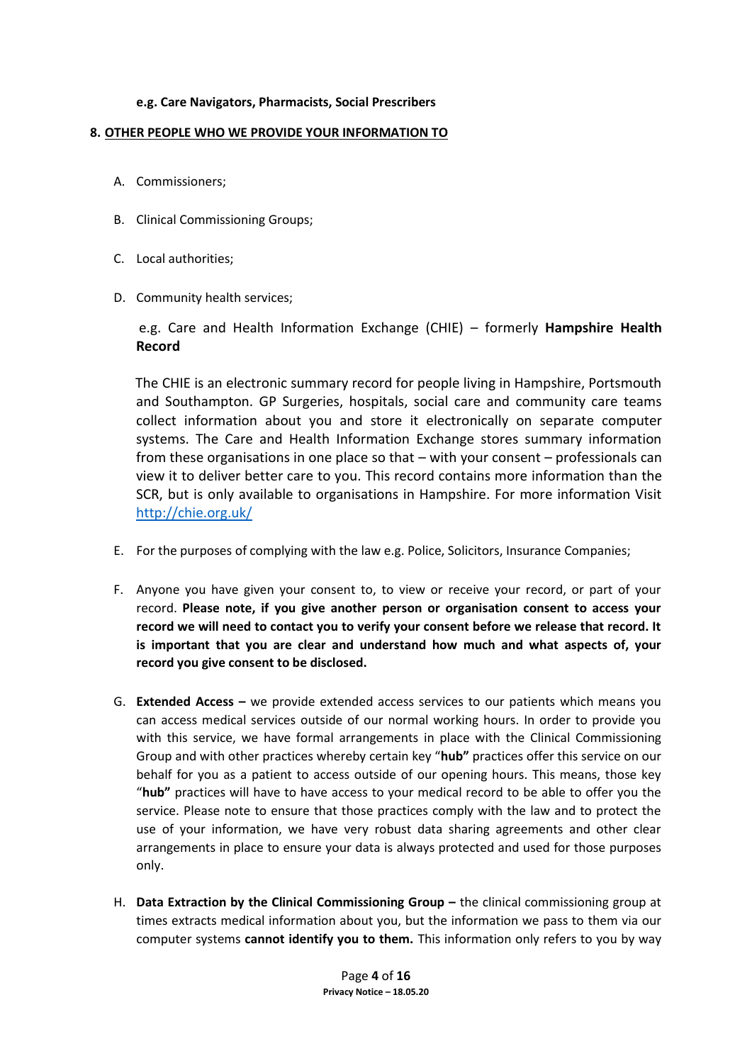**e.g. Care Navigators, Pharmacists, Social Prescribers**

## 8. OTHER PEOPLE WHO WE PROVIDE YOUR INFORMATION TO

A. Commissioners;

B. Clinical Commissioning Groups;

C. Local authorities;

D. Community health services;

e.g. Care and Health Information Exchange (CHIE) – formerly **Hampshire Health Record**

The CHIE is an electronic summary record for people living in Hampshire, Portsmouth and Southampton. GP Surgeries, hospitals, social care and community care teams collect information about you and store it electronically on separate computer systems. The Care and Health Information Exchange stores summary information from these organisations in one place so that – with your consent – professionals can view it to deliver better care to you. This record contains more information than the SCR, but is only available to organisations in Hampshire. For more information Visit [http://chie.org.uk/](http://chie.org.uk/)

E. For the purposes of complying with the law e.g. Police, Solicitors, Insurance Companies;

F. Anyone you have given your consent to, to view or receive your record, or part of your record. **Please note, if you give another person or organisation consent to access your record we will need to contact you to verify your consent before we release that record. It is important that you are clear and understand how much and what aspects of, your record you give consent to be disclosed.**

G. **Extended Access –** we provide extended access services to our patients which means you can access medical services outside of our normal working hours. In order to provide you with this service, we have formal arrangements in place with the Clinical Commissioning Group and with other practices whereby certain key "**hub"** practices offer this service on our behalf for you as a patient to access outside of our opening hours. This means, those key "**hub"** practices will have to have access to your medical record to be able to offer you the service. Please note to ensure that those practices comply with the law and to protect the use of your information, we have very robust data sharing agreements and other clear arrangements in place to ensure your data is always protected and used for those purposes only.

H. **Data Extraction by the Clinical Commissioning Group –** the clinical commissioning group at times extracts medical information about you, but the information we pass to them via our computer systems **cannot identify you to them.** This information only refers to you by way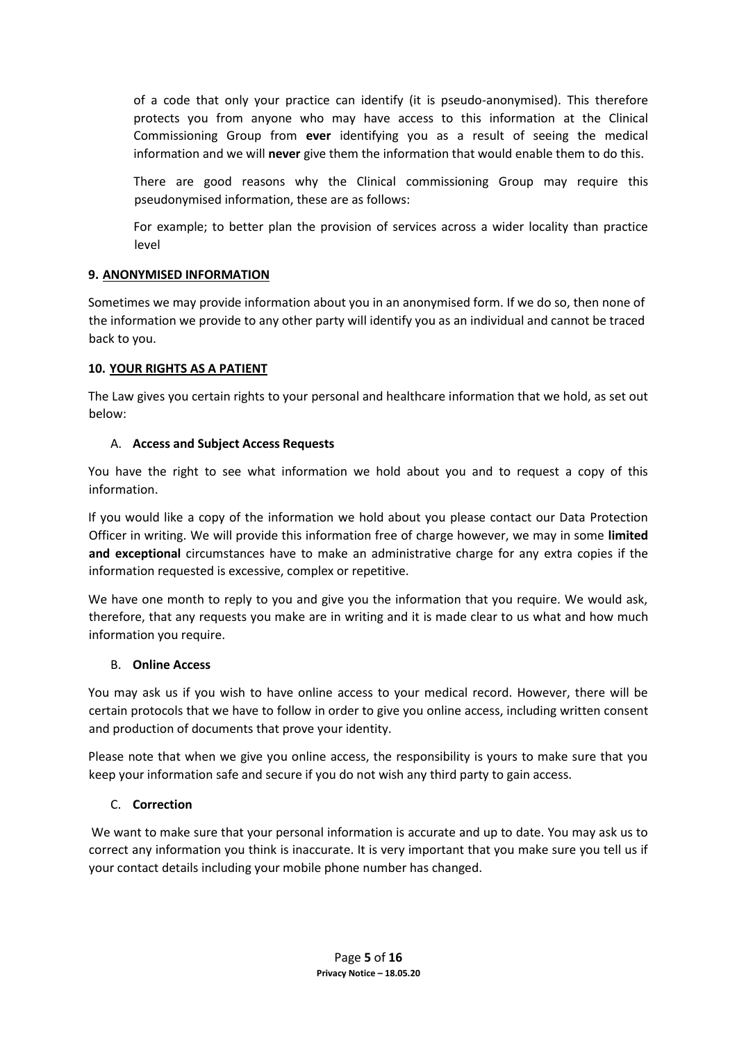of a code that only your practice can identify (it is pseudo-anonymised). This therefore protects you from anyone who may have access to this information at the Clinical Commissioning Group from **ever** identifying you as a result of seeing the medical information and we will **never** give them the information that would enable them to do this.

There are good reasons why the Clinical commissioning Group may require this pseudonymised information, these are as follows:

For example; to better plan the provision of services across a wider locality than practice level

### 9. ANONYMISED INFORMATION

Sometimes we may provide information about you in an anonymised form. If we do so, then none of the information we provide to any other party will identify you as an individual and cannot be traced back to you.

### 10. YOUR RIGHTS AS A PATIENT

The Law gives you certain rights to your personal and healthcare information that we hold, as set out below:

#### A. Access and Subject Access Requests

You have the right to see what information we hold about you and to request a copy of this information.

If you would like a copy of the information we hold about you please contact our Data Protection Officer in writing. We will provide this information free of charge however, we may in some **limited and exceptional** circumstances have to make an administrative charge for any extra copies if the information requested is excessive, complex or repetitive.

We have one month to reply to you and give you the information that you require. We would ask, therefore, that any requests you make are in writing and it is made clear to us what and how much information you require.

#### B. Online Access

You may ask us if you wish to have online access to your medical record. However, there will be certain protocols that we have to follow in order to give you online access, including written consent and production of documents that prove your identity.

Please note that when we give you online access, the responsibility is yours to make sure that you keep your information safe and secure if you do not wish any third party to gain access.

#### C. Correction

We want to make sure that your personal information is accurate and up to date. You may ask us to correct any information you think is inaccurate. It is very important that you make sure you tell us if your contact details including your mobile phone number has changed.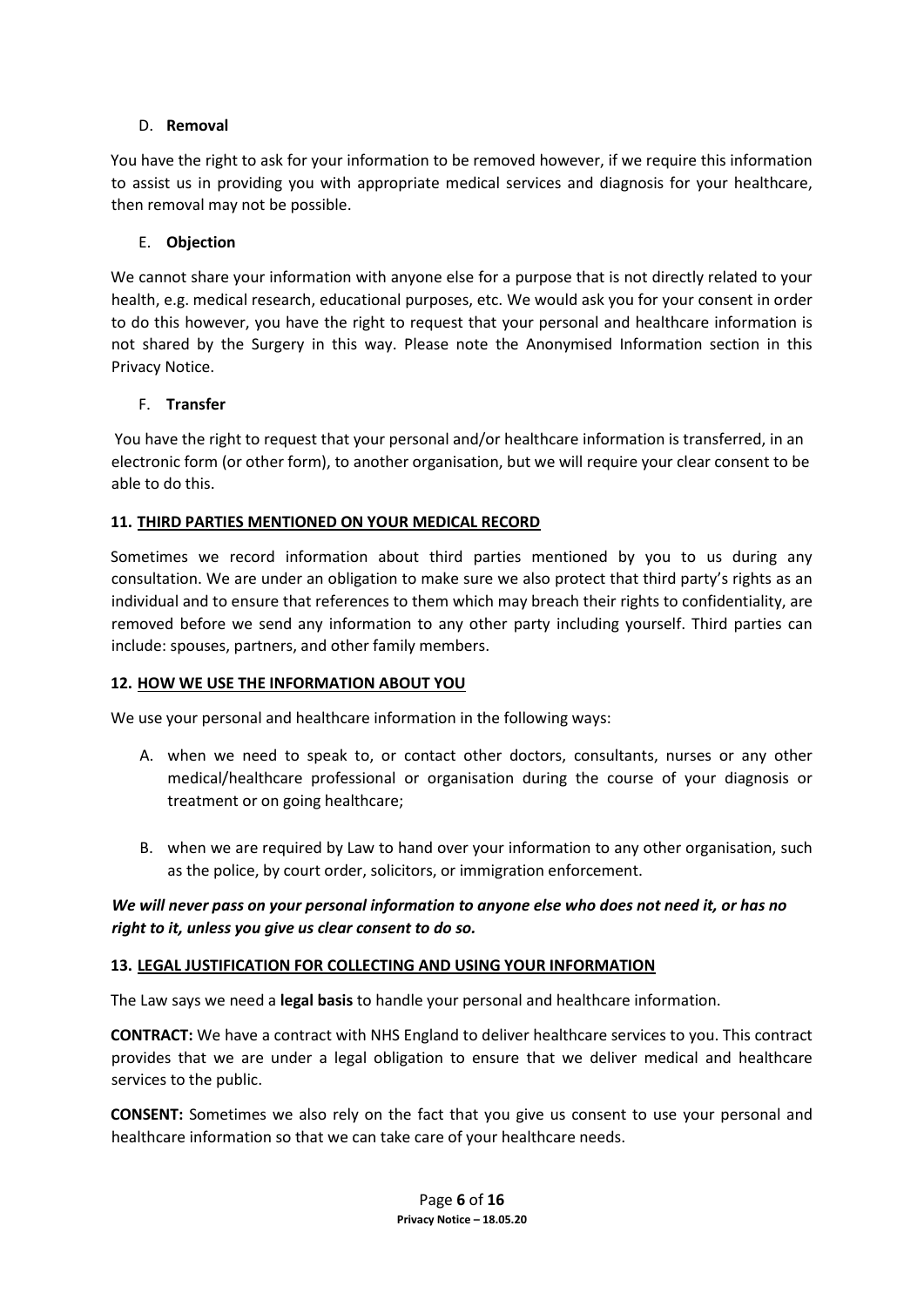D. **Removal**

You have the right to ask for your information to be removed however, if we require this information to assist us in providing you with appropriate medical services and diagnosis for your healthcare, then removal may not be possible.

E. **Objection**

We cannot share your information with anyone else for a purpose that is not directly related to your health, e.g. medical research, educational purposes, etc. We would ask you for your consent in order to do this however, you have the right to request that your personal and healthcare information is not shared by the Surgery in this way. Please note the Anonymised Information section in this Privacy Notice.

F. **Transfer**

You have the right to request that your personal and/or healthcare information is transferred, in an electronic form (or other form), to another organisation, but we will require your clear consent to be able to do this.

### 11. THIRD PARTIES MENTIONED ON YOUR MEDICAL RECORD

Sometimes we record information about third parties mentioned by you to us during any consultation. We are under an obligation to make sure we also protect that third party's rights as an individual and to ensure that references to them which may breach their rights to confidentiality, are removed before we send any information to any other party including yourself. Third parties can include: spouses, partners, and other family members.

### 12. HOW WE USE THE INFORMATION ABOUT YOU

We use your personal and healthcare information in the following ways:

A. when we need to speak to, or contact other doctors, consultants, nurses or any other medical/healthcare professional or organisation during the course of your diagnosis or treatment or on going healthcare;

B. when we are required by Law to hand over your information to any other organisation, such as the police, by court order, solicitors, or immigration enforcement.

***We will never pass on your personal information to anyone else who does not need it, or has no right to it, unless you give us clear consent to do so.***

### 13. LEGAL JUSTIFICATION FOR COLLECTING AND USING YOUR INFORMATION

The Law says we need a **legal basis** to handle your personal and healthcare information.

**CONTRACT:** We have a contract with NHS England to deliver healthcare services to you. This contract provides that we are under a legal obligation to ensure that we deliver medical and healthcare services to the public.

**CONSENT:** Sometimes we also rely on the fact that you give us consent to use your personal and healthcare information so that we can take care of your healthcare needs.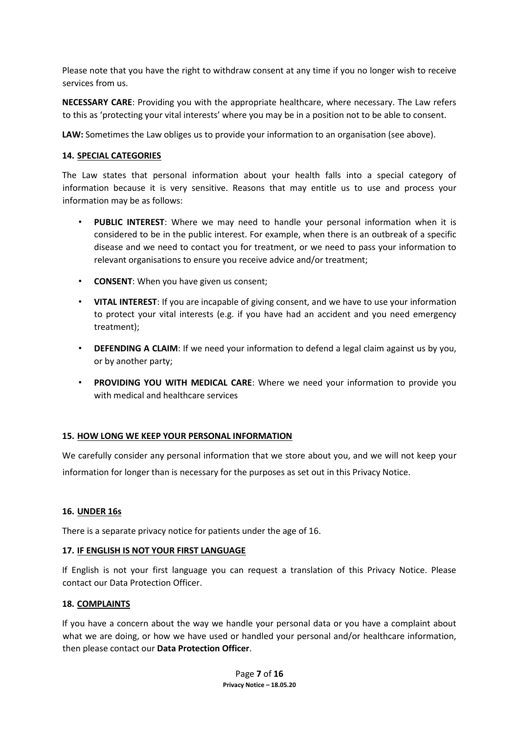Please note that you have the right to withdraw consent at any time if you no longer wish to receive services from us.

**NECESSARY CARE**: Providing you with the appropriate healthcare, where necessary. The Law refers to this as 'protecting your vital interests' where you may be in a position not to be able to consent.

**LAW:** Sometimes the Law obliges us to provide your information to an organisation (see above).

## 14. SPECIAL CATEGORIES

The Law states that personal information about your health falls into a special category of information because it is very sensitive. Reasons that may entitle us to use and process your information may be as follows:

- **PUBLIC INTEREST**: Where we may need to handle your personal information when it is considered to be in the public interest. For example, when there is an outbreak of a specific disease and we need to contact you for treatment, or we need to pass your information to relevant organisations to ensure you receive advice and/or treatment;
- **CONSENT**: When you have given us consent;
- **VITAL INTEREST**: If you are incapable of giving consent, and we have to use your information to protect your vital interests (e.g. if you have had an accident and you need emergency treatment);
- **DEFENDING A CLAIM**: If we need your information to defend a legal claim against us by you, or by another party;
- **PROVIDING YOU WITH MEDICAL CARE**: Where we need your information to provide you with medical and healthcare services

## 15. HOW LONG WE KEEP YOUR PERSONAL INFORMATION

We carefully consider any personal information that we store about you, and we will not keep your information for longer than is necessary for the purposes as set out in this Privacy Notice.

## 16. UNDER 16s

There is a separate privacy notice for patients under the age of 16.

## 17. IF ENGLISH IS NOT YOUR FIRST LANGUAGE

If English is not your first language you can request a translation of this Privacy Notice. Please contact our Data Protection Officer.

## 18. COMPLAINTS

If you have a concern about the way we handle your personal data or you have a complaint about what we are doing, or how we have used or handled your personal and/or healthcare information, then please contact our **Data Protection Officer**.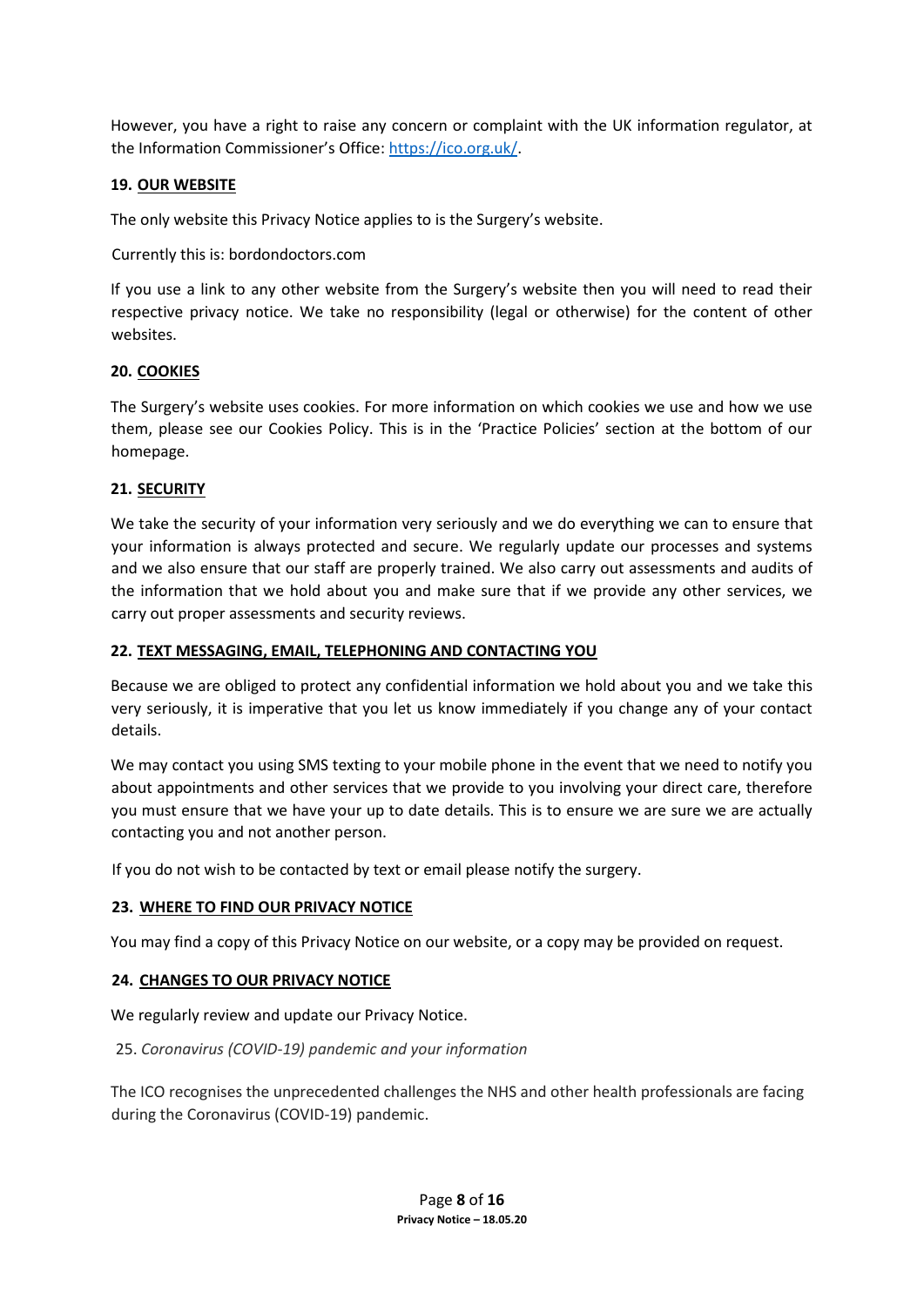However, you have a right to raise any concern or complaint with the UK information regulator, at the Information Commissioner's Office: [https://ico.org.uk/](https://ico.org.uk/).

## 19. OUR WEBSITE

The only website this Privacy Notice applies to is the Surgery's website.

Currently this is: bordondoctors.com

If you use a link to any other website from the Surgery's website then you will need to read their respective privacy notice. We take no responsibility (legal or otherwise) for the content of other websites.

## 20. COOKIES

The Surgery's website uses cookies. For more information on which cookies we use and how we use them, please see our Cookies Policy. This is in the 'Practice Policies' section at the bottom of our homepage.

## 21. SECURITY

We take the security of your information very seriously and we do everything we can to ensure that your information is always protected and secure. We regularly update our processes and systems and we also ensure that our staff are properly trained. We also carry out assessments and audits of the information that we hold about you and make sure that if we provide any other services, we carry out proper assessments and security reviews.

## 22. TEXT MESSAGING, EMAIL, TELEPHONING AND CONTACTING YOU

Because we are obliged to protect any confidential information we hold about you and we take this very seriously, it is imperative that you let us know immediately if you change any of your contact details.

We may contact you using SMS texting to your mobile phone in the event that we need to notify you about appointments and other services that we provide to you involving your direct care, therefore you must ensure that we have your up to date details. This is to ensure we are sure we are actually contacting you and not another person.

If you do not wish to be contacted by text or email please notify the surgery.

## 23. WHERE TO FIND OUR PRIVACY NOTICE

You may find a copy of this Privacy Notice on our website, or a copy may be provided on request.

## 24. CHANGES TO OUR PRIVACY NOTICE

We regularly review and update our Privacy Notice.

25. *Coronavirus (COVID-19) pandemic and your information*

The ICO recognises the unprecedented challenges the NHS and other health professionals are facing during the Coronavirus (COVID-19) pandemic.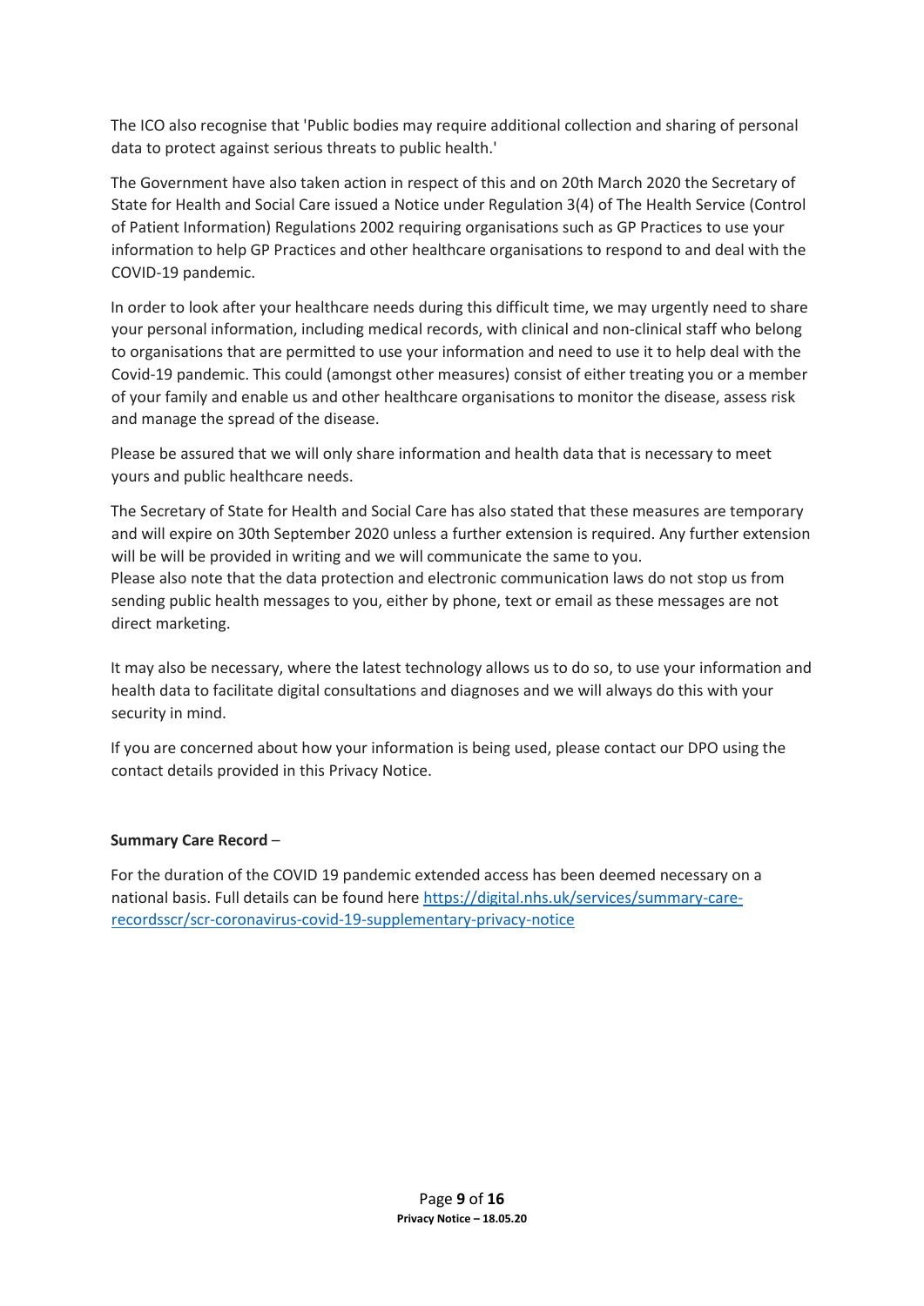The ICO also recognise that 'Public bodies may require additional collection and sharing of personal data to protect against serious threats to public health.'

The Government have also taken action in respect of this and on 20th March 2020 the Secretary of State for Health and Social Care issued a Notice under Regulation 3(4) of The Health Service (Control of Patient Information) Regulations 2002 requiring organisations such as GP Practices to use your information to help GP Practices and other healthcare organisations to respond to and deal with the COVID-19 pandemic.

In order to look after your healthcare needs during this difficult time, we may urgently need to share your personal information, including medical records, with clinical and non-clinical staff who belong to organisations that are permitted to use your information and need to use it to help deal with the Covid-19 pandemic. This could (amongst other measures) consist of either treating you or a member of your family and enable us and other healthcare organisations to monitor the disease, assess risk and manage the spread of the disease.

Please be assured that we will only share information and health data that is necessary to meet yours and public healthcare needs.

The Secretary of State for Health and Social Care has also stated that these measures are temporary and will expire on 30th September 2020 unless a further extension is required. Any further extension will be will be provided in writing and we will communicate the same to you.
Please also note that the data protection and electronic communication laws do not stop us from sending public health messages to you, either by phone, text or email as these messages are not direct marketing.

It may also be necessary, where the latest technology allows us to do so, to use your information and health data to facilitate digital consultations and diagnoses and we will always do this with your security in mind.

If you are concerned about how your information is being used, please contact our DPO using the contact details provided in this Privacy Notice.

**Summary Care Record** –

For the duration of the COVID 19 pandemic extended access has been deemed necessary on a national basis. Full details can be found here [https://digital.nhs.uk/services/summary-care-recordsscr/scr-coronavirus-covid-19-supplementary-privacy-notice](https://digital.nhs.uk/services/summary-care-recordsscr/scr-coronavirus-covid-19-supplementary-privacy-notice)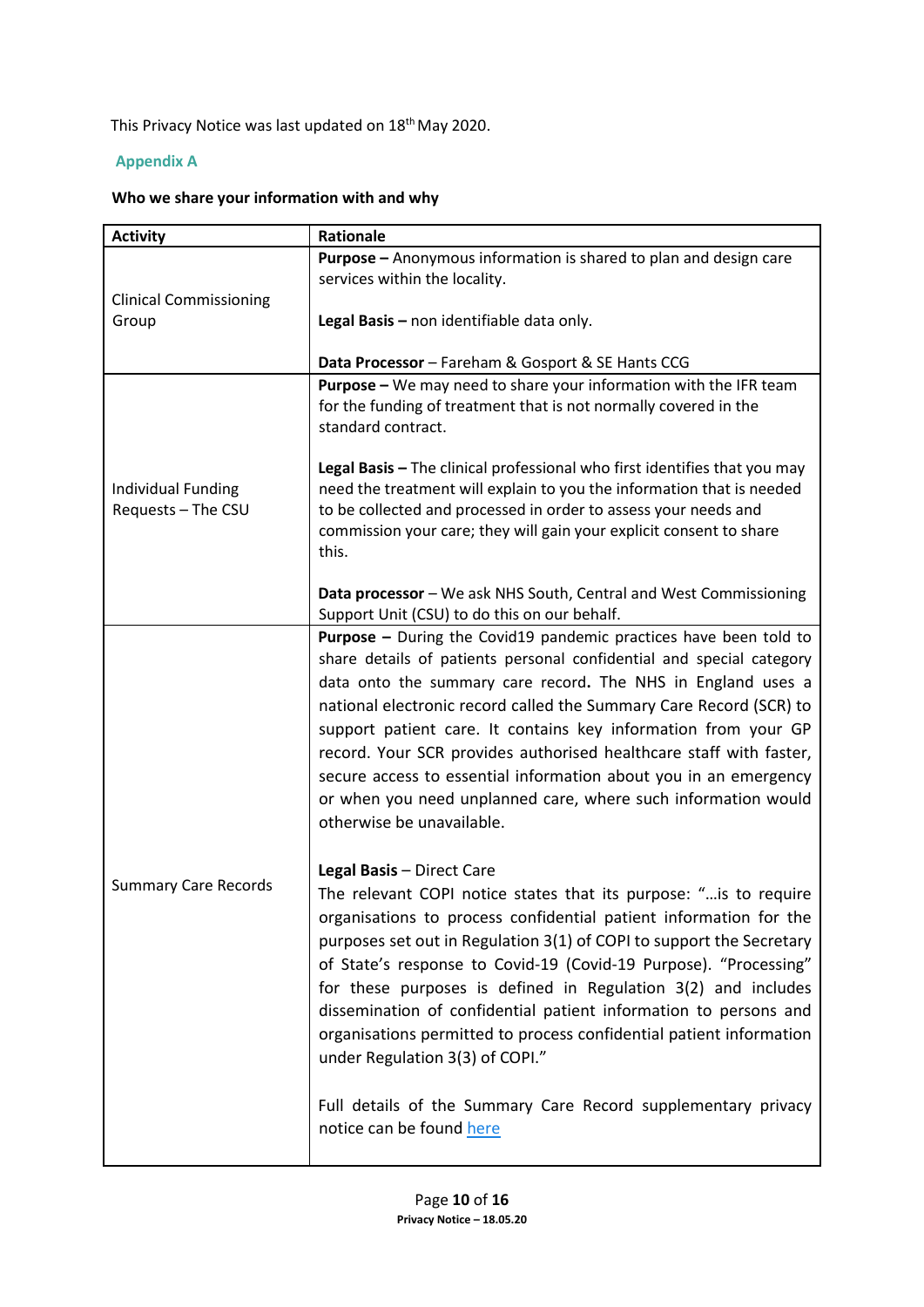This Privacy Notice was last updated on 18th May 2020.

## Appendix A

**Who we share your information with and why**

| Activity | Rationale |
| --- | --- |
| Clinical Commissioning Group | **Purpose –** Anonymous information is shared to plan and design care services within the locality.<br><br>**Legal Basis –** non identifiable data only.<br><br>**Data Processor** – Fareham & Gosport & SE Hants CCG |
| Individual Funding Requests – The CSU | **Purpose –** We may need to share your information with the IFR team for the funding of treatment that is not normally covered in the standard contract.<br><br>**Legal Basis –** The clinical professional who first identifies that you may need the treatment will explain to you the information that is needed to be collected and processed in order to assess your needs and commission your care; they will gain your explicit consent to share this.<br><br>**Data processor** – We ask NHS South, Central and West Commissioning Support Unit (CSU) to do this on our behalf. |
| Summary Care Records | **Purpose –** During the Covid19 pandemic practices have been told to share details of patients personal confidential and special category data onto the summary care record**.** The NHS in England uses a national electronic record called the Summary Care Record (SCR) to support patient care. It contains key information from your GP record. Your SCR provides authorised healthcare staff with faster, secure access to essential information about you in an emergency or when you need unplanned care, where such information would otherwise be unavailable.<br><br>**Legal Basis** – Direct Care<br>The relevant COPI notice states that its purpose: "…is to require organisations to process confidential patient information for the purposes set out in Regulation 3(1) of COPI to support the Secretary of State's response to Covid-19 (Covid-19 Purpose). "Processing" for these purposes is defined in Regulation 3(2) and includes dissemination of confidential patient information to persons and organisations permitted to process confidential patient information under Regulation 3(3) of COPI."<br><br>Full details of the Summary Care Record supplementary privacy notice can be found here |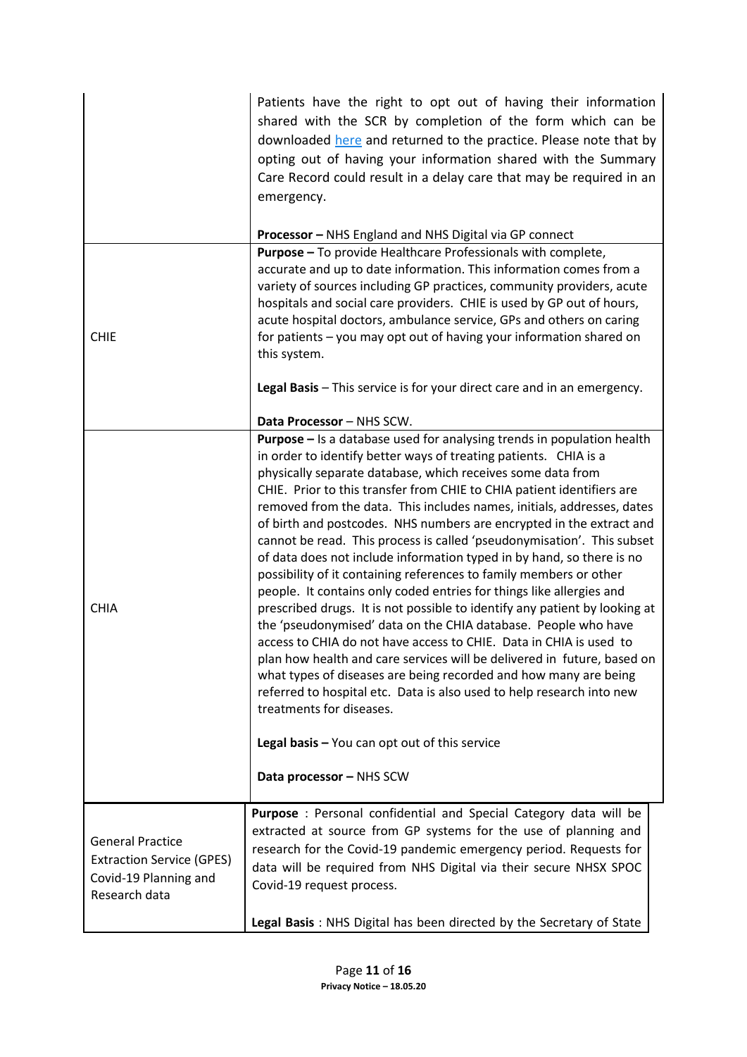| | |
|---|---|
| | Patients have the right to opt out of having their information shared with the SCR by completion of the form which can be downloaded here and returned to the practice. Please note that by opting out of having your information shared with the Summary Care Record could result in a delay care that may be required in an emergency.<br><br>**Processor –** NHS England and NHS Digital via GP connect |
| CHIE | **Purpose –** To provide Healthcare Professionals with complete, accurate and up to date information. This information comes from a variety of sources including GP practices, community providers, acute hospitals and social care providers. CHIE is used by GP out of hours, acute hospital doctors, ambulance service, GPs and others on caring for patients – you may opt out of having your information shared on this system.<br><br>**Legal Basis** – This service is for your direct care and in an emergency.<br><br>**Data Processor** – NHS SCW. |
| CHIA | **Purpose –** Is a database used for analysing trends in population health in order to identify better ways of treating patients. CHIA is a physically separate database, which receives some data from CHIE. Prior to this transfer from CHIE to CHIA patient identifiers are removed from the data. This includes names, initials, addresses, dates of birth and postcodes. NHS numbers are encrypted in the extract and cannot be read. This process is called 'pseudonymisation'. This subset of data does not include information typed in by hand, so there is no possibility of it containing references to family members or other people. It contains only coded entries for things like allergies and prescribed drugs. It is not possible to identify any patient by looking at the 'pseudonymised' data on the CHIA database. People who have access to CHIA do not have access to CHIE. Data in CHIA is used to plan how health and care services will be delivered in future, based on what types of diseases are being recorded and how many are being referred to hospital etc. Data is also used to help research into new treatments for diseases.<br><br>**Legal basis –** You can opt out of this service<br><br>**Data processor –** NHS SCW |
| General Practice Extraction Service (GPES) Covid-19 Planning and Research data | **Purpose** : Personal confidential and Special Category data will be extracted at source from GP systems for the use of planning and research for the Covid-19 pandemic emergency period. Requests for data will be required from NHS Digital via their secure NHSX SPOC Covid-19 request process.<br><br>**Legal Basis** : NHS Digital has been directed by the Secretary of State |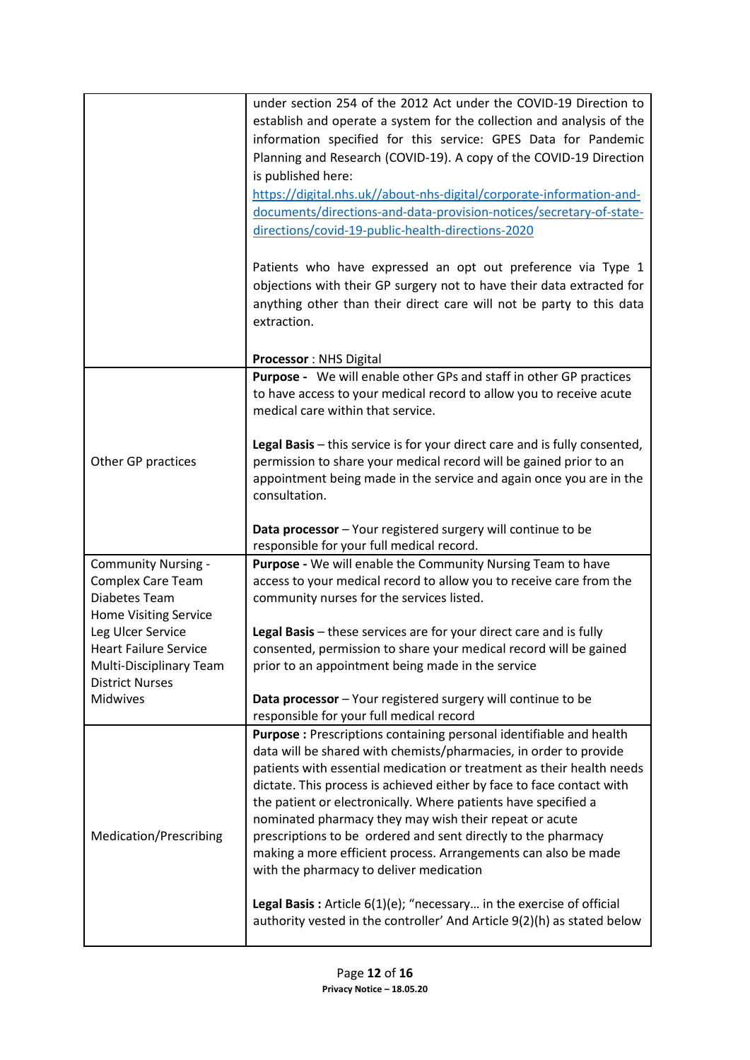| | |
|---|---|
| | under section 254 of the 2012 Act under the COVID-19 Direction to establish and operate a system for the collection and analysis of the information specified for this service: GPES Data for Pandemic Planning and Research (COVID-19). A copy of the COVID-19 Direction is published here: [https://digital.nhs.uk//about-nhs-digital/corporate-information-and-documents/directions-and-data-provision-notices/secretary-of-state-directions/covid-19-public-health-directions-2020](https://digital.nhs.uk//about-nhs-digital/corporate-information-and-documents/directions-and-data-provision-notices/secretary-of-state-directions/covid-19-public-health-directions-2020)<br><br>Patients who have expressed an opt out preference via Type 1 objections with their GP surgery not to have their data extracted for anything other than their direct care will not be party to this data extraction.<br><br>**Processor** : NHS Digital |
| Other GP practices | **Purpose -** We will enable other GPs and staff in other GP practices to have access to your medical record to allow you to receive acute medical care within that service.<br><br>**Legal Basis** – this service is for your direct care and is fully consented, permission to share your medical record will be gained prior to an appointment being made in the service and again once you are in the consultation.<br><br>**Data processor** – Your registered surgery will continue to be responsible for your full medical record. |
| Community Nursing -<br>Complex Care Team<br>Diabetes Team<br>Home Visiting Service<br>Leg Ulcer Service<br>Heart Failure Service<br>Multi-Disciplinary Team<br>District Nurses<br>Midwives | **Purpose -** We will enable the Community Nursing Team to have access to your medical record to allow you to receive care from the community nurses for the services listed.<br><br>**Legal Basis** – these services are for your direct care and is fully consented, permission to share your medical record will be gained prior to an appointment being made in the service<br><br>**Data processor** – Your registered surgery will continue to be responsible for your full medical record |
| Medication/Prescribing | **Purpose :** Prescriptions containing personal identifiable and health data will be shared with chemists/pharmacies, in order to provide patients with essential medication or treatment as their health needs dictate. This process is achieved either by face to face contact with the patient or electronically. Where patients have specified a nominated pharmacy they may wish their repeat or acute prescriptions to be ordered and sent directly to the pharmacy making a more efficient process. Arrangements can also be made with the pharmacy to deliver medication<br><br>**Legal Basis :** Article 6(1)(e); "necessary… in the exercise of official authority vested in the controller' And Article 9(2)(h) as stated below |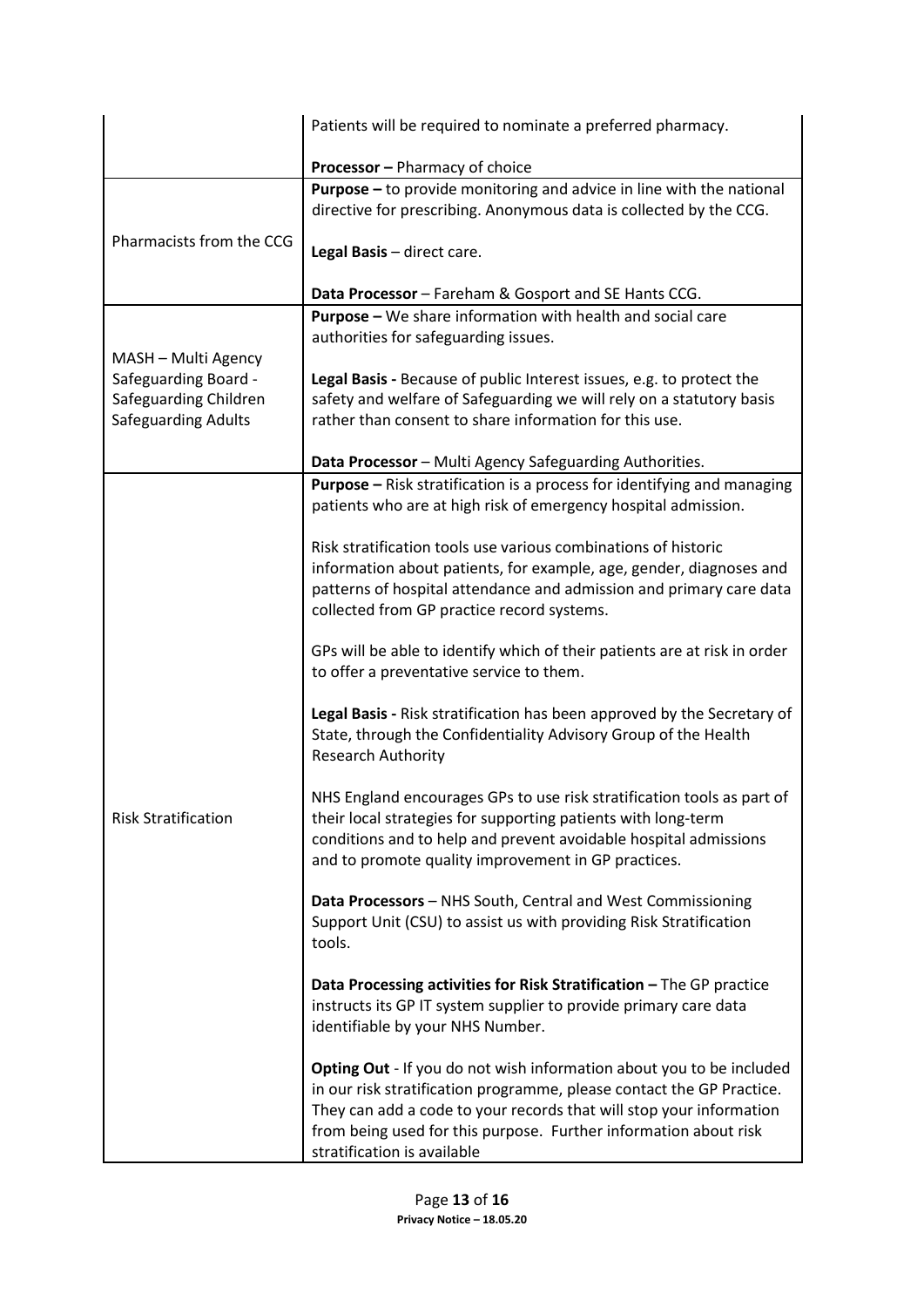| | |
|---|---|
| | Patients will be required to nominate a preferred pharmacy.<br><br>**Processor –** Pharmacy of choice |
| Pharmacists from the CCG | **Purpose –** to provide monitoring and advice in line with the national directive for prescribing. Anonymous data is collected by the CCG.<br><br>**Legal Basis** – direct care.<br><br>**Data Processor** – Fareham & Gosport and SE Hants CCG. |
| MASH – Multi Agency Safeguarding Board - Safeguarding Children Safeguarding Adults | **Purpose –** We share information with health and social care authorities for safeguarding issues.<br><br>**Legal Basis -** Because of public Interest issues, e.g. to protect the safety and welfare of Safeguarding we will rely on a statutory basis rather than consent to share information for this use.<br><br>**Data Processor** – Multi Agency Safeguarding Authorities. |
| Risk Stratification | **Purpose –** Risk stratification is a process for identifying and managing patients who are at high risk of emergency hospital admission.<br><br>Risk stratification tools use various combinations of historic information about patients, for example, age, gender, diagnoses and patterns of hospital attendance and admission and primary care data collected from GP practice record systems.<br><br>GPs will be able to identify which of their patients are at risk in order to offer a preventative service to them.<br><br>**Legal Basis -** Risk stratification has been approved by the Secretary of State, through the Confidentiality Advisory Group of the Health Research Authority<br><br>NHS England encourages GPs to use risk stratification tools as part of their local strategies for supporting patients with long-term conditions and to help and prevent avoidable hospital admissions and to promote quality improvement in GP practices.<br><br>**Data Processors** – NHS South, Central and West Commissioning Support Unit (CSU) to assist us with providing Risk Stratification tools.<br><br>**Data Processing activities for Risk Stratification –** The GP practice instructs its GP IT system supplier to provide primary care data identifiable by your NHS Number.<br><br>**Opting Out** - If you do not wish information about you to be included in our risk stratification programme, please contact the GP Practice. They can add a code to your records that will stop your information from being used for this purpose. Further information about risk stratification is available |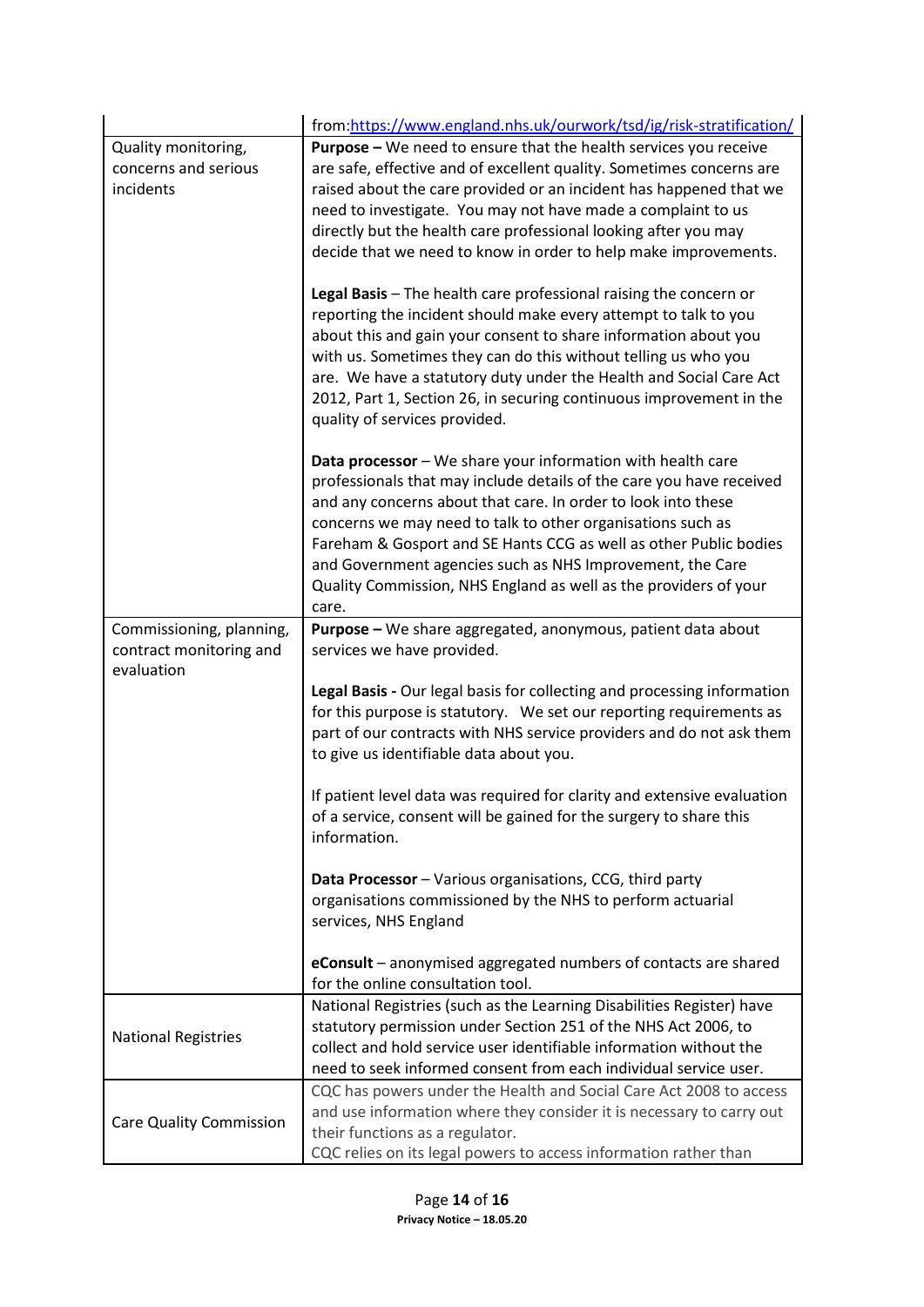| | |
|---|---|
| | from:[https://www.england.nhs.uk/ourwork/tsd/ig/risk-stratification/](https://www.england.nhs.uk/ourwork/tsd/ig/risk-stratification/) |
| Quality monitoring, concerns and serious incidents | **Purpose –** We need to ensure that the health services you receive are safe, effective and of excellent quality. Sometimes concerns are raised about the care provided or an incident has happened that we need to investigate. You may not have made a complaint to us directly but the health care professional looking after you may decide that we need to know in order to help make improvements.<br><br>**Legal Basis** – The health care professional raising the concern or reporting the incident should make every attempt to talk to you about this and gain your consent to share information about you with us. Sometimes they can do this without telling us who you are. We have a statutory duty under the Health and Social Care Act 2012, Part 1, Section 26, in securing continuous improvement in the quality of services provided.<br><br>**Data processor** – We share your information with health care professionals that may include details of the care you have received and any concerns about that care. In order to look into these concerns we may need to talk to other organisations such as Fareham & Gosport and SE Hants CCG as well as other Public bodies and Government agencies such as NHS Improvement, the Care Quality Commission, NHS England as well as the providers of your care. |
| Commissioning, planning, contract monitoring and evaluation | **Purpose –** We share aggregated, anonymous, patient data about services we have provided.<br><br>**Legal Basis -** Our legal basis for collecting and processing information for this purpose is statutory. We set our reporting requirements as part of our contracts with NHS service providers and do not ask them to give us identifiable data about you.<br><br>If patient level data was required for clarity and extensive evaluation of a service, consent will be gained for the surgery to share this information.<br><br>**Data Processor** – Various organisations, CCG, third party organisations commissioned by the NHS to perform actuarial services, NHS England<br><br>**eConsult** – anonymised aggregated numbers of contacts are shared for the online consultation tool. |
| National Registries | National Registries (such as the Learning Disabilities Register) have statutory permission under Section 251 of the NHS Act 2006, to collect and hold service user identifiable information without the need to seek informed consent from each individual service user. |
| Care Quality Commission | CQC has powers under the Health and Social Care Act 2008 to access and use information where they consider it is necessary to carry out their functions as a regulator.<br>CQC relies on its legal powers to access information rather than |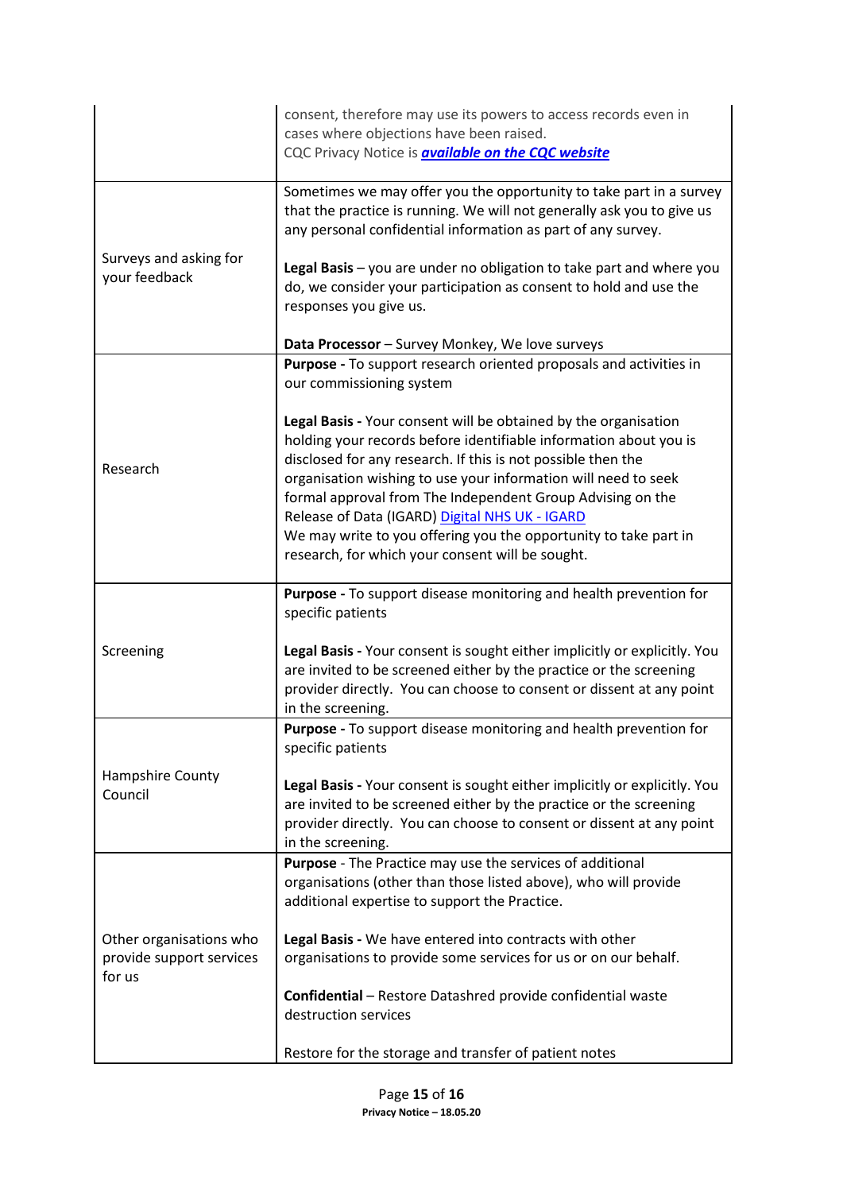| | |
|---|---|
| | consent, therefore may use its powers to access records even in cases where objections have been raised.<br>CQC Privacy Notice is ***available on the CQC website*** |
| Surveys and asking for your feedback | Sometimes we may offer you the opportunity to take part in a survey that the practice is running. We will not generally ask you to give us any personal confidential information as part of any survey.<br><br>**Legal Basis** – you are under no obligation to take part and where you do, we consider your participation as consent to hold and use the responses you give us.<br><br>**Data Processor** – Survey Monkey, We love surveys |
| Research | **Purpose -** To support research oriented proposals and activities in our commissioning system<br><br>**Legal Basis -** Your consent will be obtained by the organisation holding your records before identifiable information about you is disclosed for any research. If this is not possible then the organisation wishing to use your information will need to seek formal approval from The Independent Group Advising on the Release of Data (IGARD) Digital NHS UK - IGARD<br>We may write to you offering you the opportunity to take part in research, for which your consent will be sought. |
| Screening | **Purpose -** To support disease monitoring and health prevention for specific patients<br><br>**Legal Basis -** Your consent is sought either implicitly or explicitly. You are invited to be screened either by the practice or the screening provider directly. You can choose to consent or dissent at any point in the screening. |
| Hampshire County Council | **Purpose -** To support disease monitoring and health prevention for specific patients<br><br>**Legal Basis -** Your consent is sought either implicitly or explicitly. You are invited to be screened either by the practice or the screening provider directly. You can choose to consent or dissent at any point in the screening. |
| Other organisations who provide support services for us | **Purpose** - The Practice may use the services of additional organisations (other than those listed above), who will provide additional expertise to support the Practice.<br><br>**Legal Basis -** We have entered into contracts with other organisations to provide some services for us or on our behalf.<br><br>**Confidential** – Restore Datashred provide confidential waste destruction services<br><br>Restore for the storage and transfer of patient notes |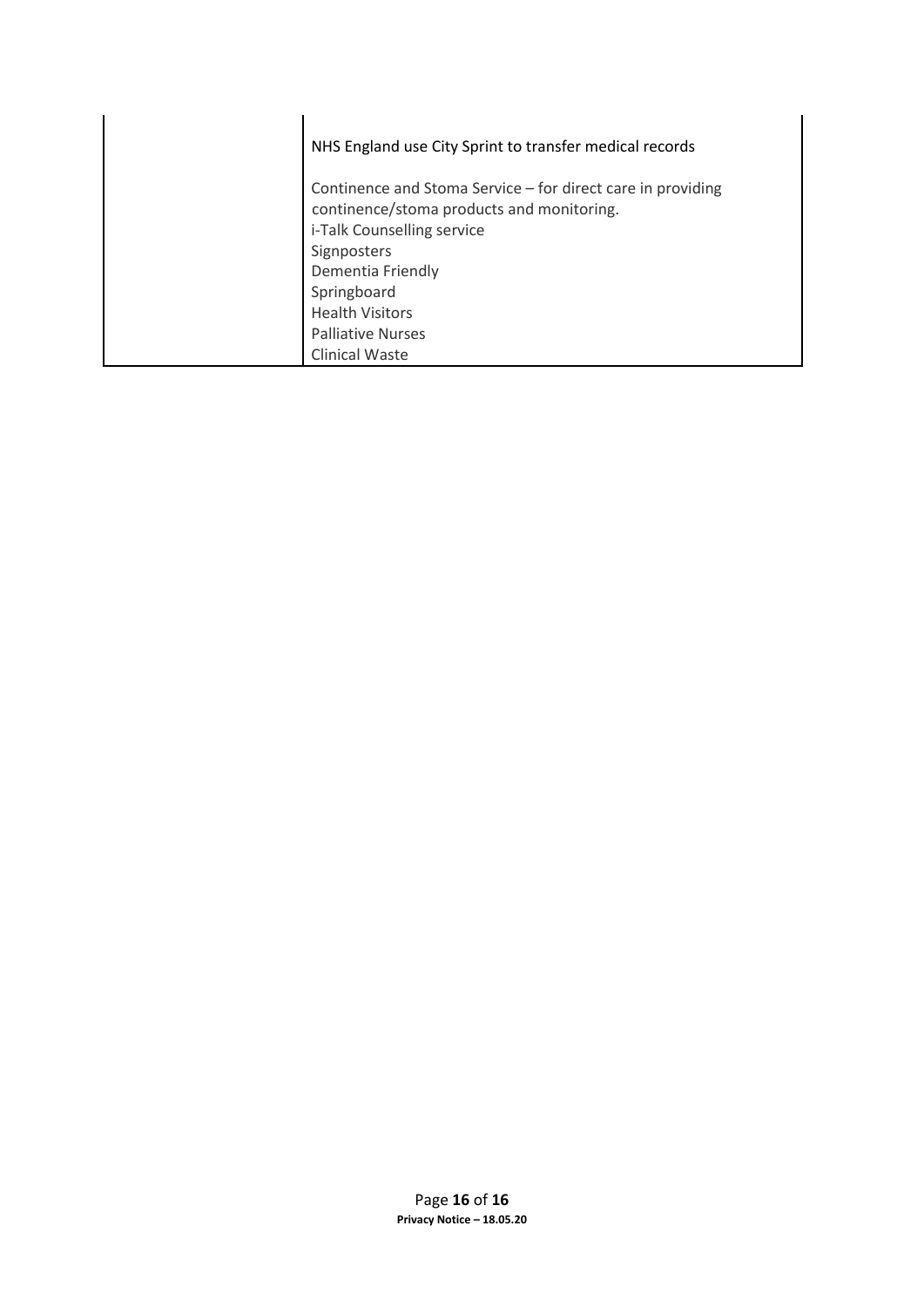| | |
|---|---|
| | NHS England use City Sprint to transfer medical records<br><br>Continence and Stoma Service – for direct care in providing continence/stoma products and monitoring.<br>i-Talk Counselling service<br>Signposters<br>Dementia Friendly<br>Springboard<br>Health Visitors<br>Palliative Nurses<br>Clinical Waste |